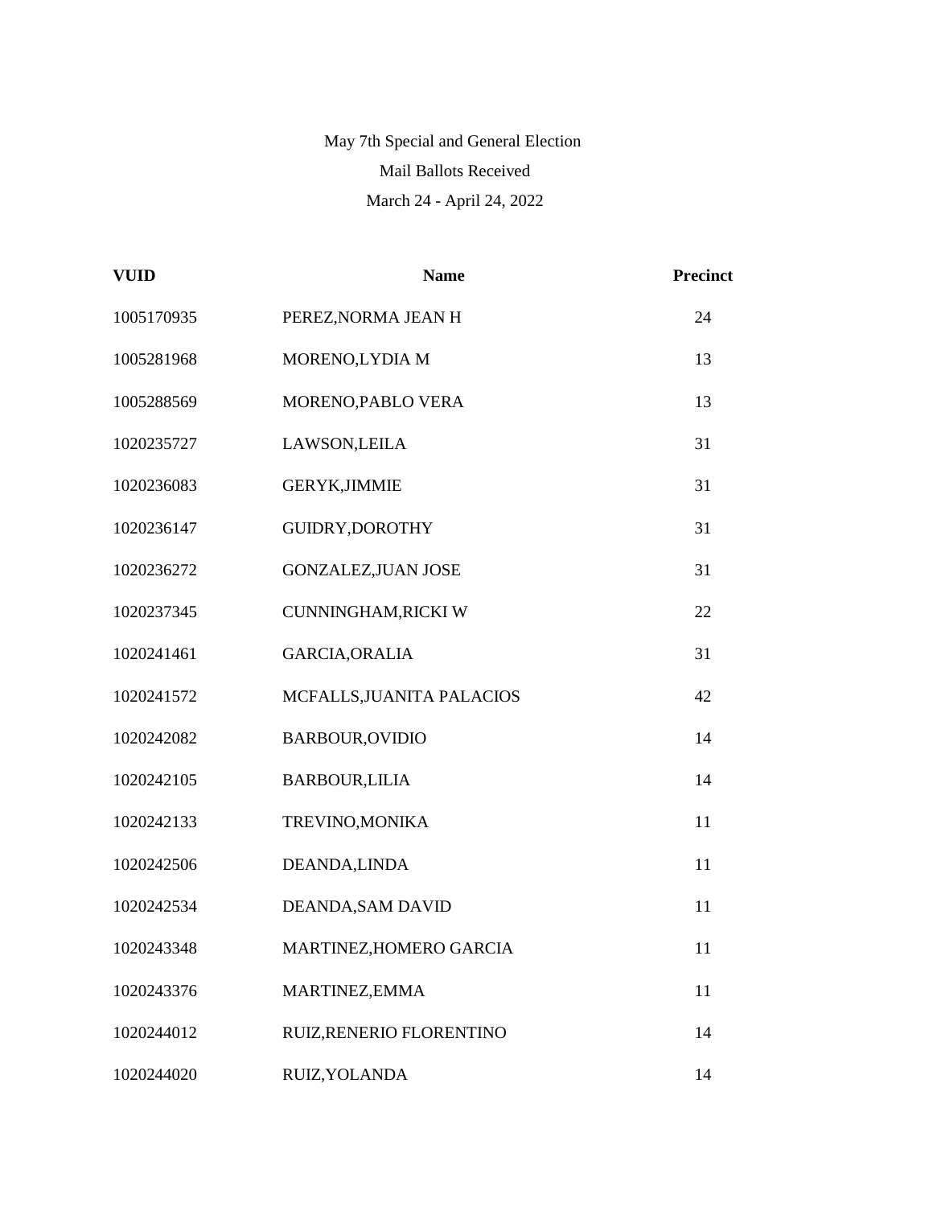May 7th Special and General Election

Mail Ballots Received

March 24 - April 24, 2022

| VUID | Name | Precinct |
| --- | --- | --- |
| 1005170935 | PEREZ,NORMA JEAN H | 24 |
| 1005281968 | MORENO,LYDIA M | 13 |
| 1005288569 | MORENO,PABLO VERA | 13 |
| 1020235727 | LAWSON,LEILA | 31 |
| 1020236083 | GERYK,JIMMIE | 31 |
| 1020236147 | GUIDRY,DOROTHY | 31 |
| 1020236272 | GONZALEZ,JUAN JOSE | 31 |
| 1020237345 | CUNNINGHAM,RICKI W | 22 |
| 1020241461 | GARCIA,ORALIA | 31 |
| 1020241572 | MCFALLS,JUANITA PALACIOS | 42 |
| 1020242082 | BARBOUR,OVIDIO | 14 |
| 1020242105 | BARBOUR,LILIA | 14 |
| 1020242133 | TREVINO,MONIKA | 11 |
| 1020242506 | DEANDA,LINDA | 11 |
| 1020242534 | DEANDA,SAM DAVID | 11 |
| 1020243348 | MARTINEZ,HOMERO GARCIA | 11 |
| 1020243376 | MARTINEZ,EMMA | 11 |
| 1020244012 | RUIZ,RENERIO FLORENTINO | 14 |
| 1020244020 | RUIZ,YOLANDA | 14 |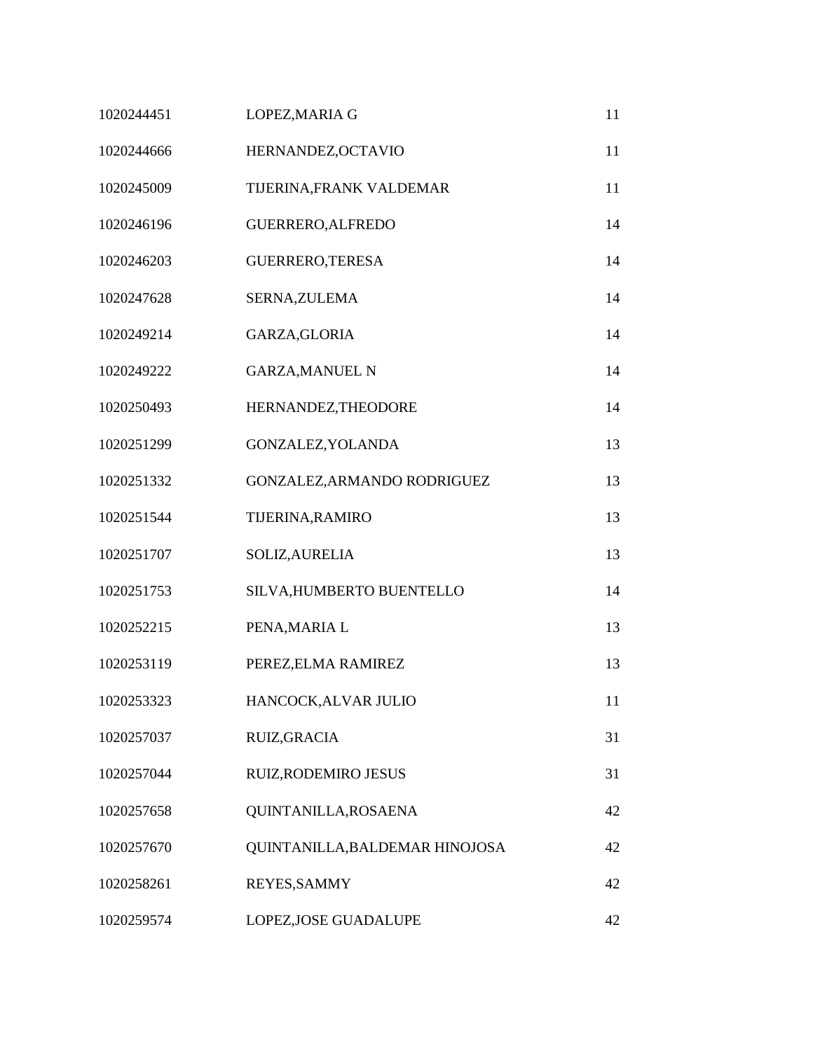| | | |
|---|---|---|
| 1020244451 | LOPEZ,MARIA G | 11 |
| 1020244666 | HERNANDEZ,OCTAVIO | 11 |
| 1020245009 | TIJERINA,FRANK VALDEMAR | 11 |
| 1020246196 | GUERRERO,ALFREDO | 14 |
| 1020246203 | GUERRERO,TERESA | 14 |
| 1020247628 | SERNA,ZULEMA | 14 |
| 1020249214 | GARZA,GLORIA | 14 |
| 1020249222 | GARZA,MANUEL N | 14 |
| 1020250493 | HERNANDEZ,THEODORE | 14 |
| 1020251299 | GONZALEZ,YOLANDA | 13 |
| 1020251332 | GONZALEZ,ARMANDO RODRIGUEZ | 13 |
| 1020251544 | TIJERINA,RAMIRO | 13 |
| 1020251707 | SOLIZ,AURELIA | 13 |
| 1020251753 | SILVA,HUMBERTO BUENTELLO | 14 |
| 1020252215 | PENA,MARIA L | 13 |
| 1020253119 | PEREZ,ELMA RAMIREZ | 13 |
| 1020253323 | HANCOCK,ALVAR JULIO | 11 |
| 1020257037 | RUIZ,GRACIA | 31 |
| 1020257044 | RUIZ,RODEMIRO JESUS | 31 |
| 1020257658 | QUINTANILLA,ROSAENA | 42 |
| 1020257670 | QUINTANILLA,BALDEMAR HINOJOSA | 42 |
| 1020258261 | REYES,SAMMY | 42 |
| 1020259574 | LOPEZ,JOSE GUADALUPE | 42 |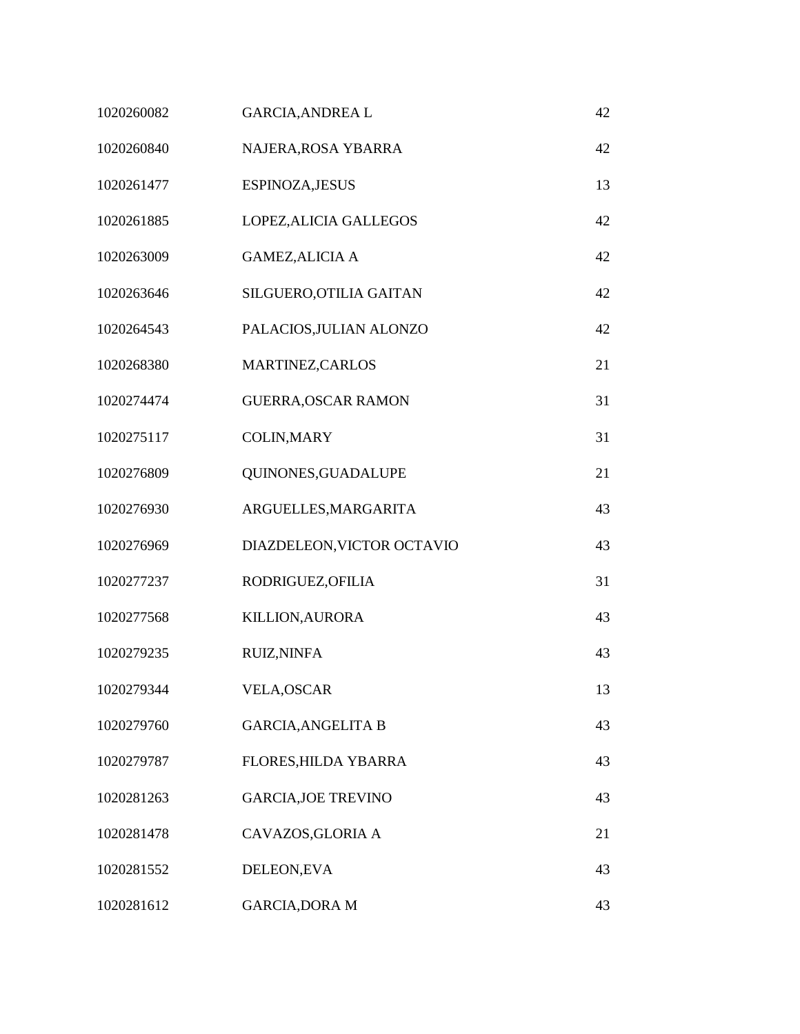| | | |
|---|---|---|
| 1020260082 | GARCIA,ANDREA L | 42 |
| 1020260840 | NAJERA,ROSA YBARRA | 42 |
| 1020261477 | ESPINOZA,JESUS | 13 |
| 1020261885 | LOPEZ,ALICIA GALLEGOS | 42 |
| 1020263009 | GAMEZ,ALICIA A | 42 |
| 1020263646 | SILGUERO,OTILIA GAITAN | 42 |
| 1020264543 | PALACIOS,JULIAN ALONZO | 42 |
| 1020268380 | MARTINEZ,CARLOS | 21 |
| 1020274474 | GUERRA,OSCAR RAMON | 31 |
| 1020275117 | COLIN,MARY | 31 |
| 1020276809 | QUINONES,GUADALUPE | 21 |
| 1020276930 | ARGUELLES,MARGARITA | 43 |
| 1020276969 | DIAZDELEON,VICTOR OCTAVIO | 43 |
| 1020277237 | RODRIGUEZ,OFILIA | 31 |
| 1020277568 | KILLION,AURORA | 43 |
| 1020279235 | RUIZ,NINFA | 43 |
| 1020279344 | VELA,OSCAR | 13 |
| 1020279760 | GARCIA,ANGELITA B | 43 |
| 1020279787 | FLORES,HILDA YBARRA | 43 |
| 1020281263 | GARCIA,JOE TREVINO | 43 |
| 1020281478 | CAVAZOS,GLORIA A | 21 |
| 1020281552 | DELEON,EVA | 43 |
| 1020281612 | GARCIA,DORA M | 43 |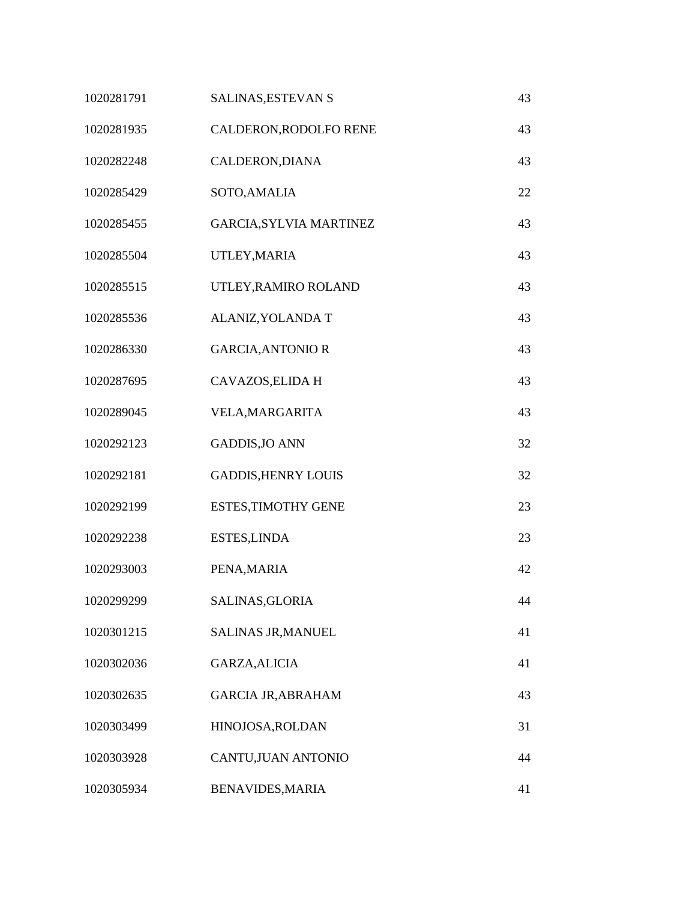| | | |
|---|---|---|
| 1020281791 | SALINAS,ESTEVAN S | 43 |
| 1020281935 | CALDERON,RODOLFO RENE | 43 |
| 1020282248 | CALDERON,DIANA | 43 |
| 1020285429 | SOTO,AMALIA | 22 |
| 1020285455 | GARCIA,SYLVIA MARTINEZ | 43 |
| 1020285504 | UTLEY,MARIA | 43 |
| 1020285515 | UTLEY,RAMIRO ROLAND | 43 |
| 1020285536 | ALANIZ,YOLANDA T | 43 |
| 1020286330 | GARCIA,ANTONIO R | 43 |
| 1020287695 | CAVAZOS,ELIDA H | 43 |
| 1020289045 | VELA,MARGARITA | 43 |
| 1020292123 | GADDIS,JO ANN | 32 |
| 1020292181 | GADDIS,HENRY LOUIS | 32 |
| 1020292199 | ESTES,TIMOTHY GENE | 23 |
| 1020292238 | ESTES,LINDA | 23 |
| 1020293003 | PENA,MARIA | 42 |
| 1020299299 | SALINAS,GLORIA | 44 |
| 1020301215 | SALINAS JR,MANUEL | 41 |
| 1020302036 | GARZA,ALICIA | 41 |
| 1020302635 | GARCIA JR,ABRAHAM | 43 |
| 1020303499 | HINOJOSA,ROLDAN | 31 |
| 1020303928 | CANTU,JUAN ANTONIO | 44 |
| 1020305934 | BENAVIDES,MARIA | 41 |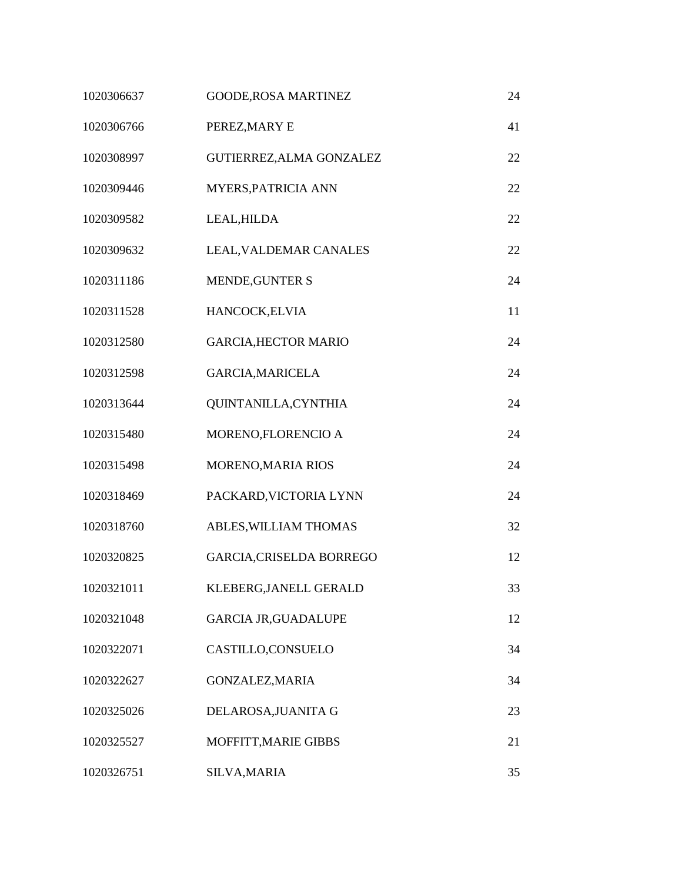| | | |
|---|---|---|
| 1020306637 | GOODE,ROSA MARTINEZ | 24 |
| 1020306766 | PEREZ,MARY E | 41 |
| 1020308997 | GUTIERREZ,ALMA GONZALEZ | 22 |
| 1020309446 | MYERS,PATRICIA ANN | 22 |
| 1020309582 | LEAL,HILDA | 22 |
| 1020309632 | LEAL,VALDEMAR CANALES | 22 |
| 1020311186 | MENDE,GUNTER S | 24 |
| 1020311528 | HANCOCK,ELVIA | 11 |
| 1020312580 | GARCIA,HECTOR MARIO | 24 |
| 1020312598 | GARCIA,MARICELA | 24 |
| 1020313644 | QUINTANILLA,CYNTHIA | 24 |
| 1020315480 | MORENO,FLORENCIO A | 24 |
| 1020315498 | MORENO,MARIA RIOS | 24 |
| 1020318469 | PACKARD,VICTORIA LYNN | 24 |
| 1020318760 | ABLES,WILLIAM THOMAS | 32 |
| 1020320825 | GARCIA,CRISELDA BORREGO | 12 |
| 1020321011 | KLEBERG,JANELL GERALD | 33 |
| 1020321048 | GARCIA JR,GUADALUPE | 12 |
| 1020322071 | CASTILLO,CONSUELO | 34 |
| 1020322627 | GONZALEZ,MARIA | 34 |
| 1020325026 | DELAROSA,JUANITA G | 23 |
| 1020325527 | MOFFITT,MARIE GIBBS | 21 |
| 1020326751 | SILVA,MARIA | 35 |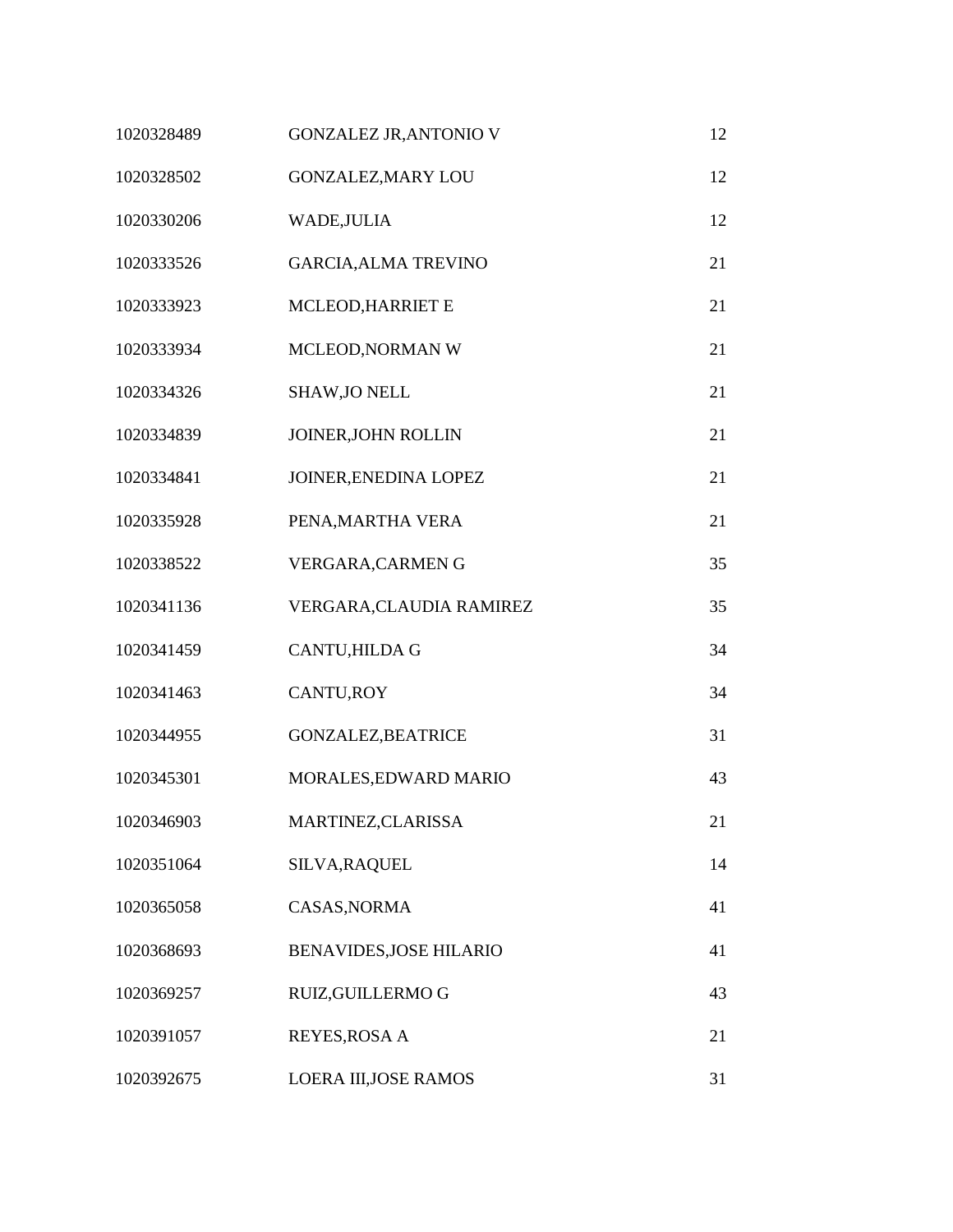| | | |
|---|---|---|
| 1020328489 | GONZALEZ JR,ANTONIO V | 12 |
| 1020328502 | GONZALEZ,MARY LOU | 12 |
| 1020330206 | WADE,JULIA | 12 |
| 1020333526 | GARCIA,ALMA TREVINO | 21 |
| 1020333923 | MCLEOD,HARRIET E | 21 |
| 1020333934 | MCLEOD,NORMAN W | 21 |
| 1020334326 | SHAW,JO NELL | 21 |
| 1020334839 | JOINER,JOHN ROLLIN | 21 |
| 1020334841 | JOINER,ENEDINA LOPEZ | 21 |
| 1020335928 | PENA,MARTHA VERA | 21 |
| 1020338522 | VERGARA,CARMEN G | 35 |
| 1020341136 | VERGARA,CLAUDIA RAMIREZ | 35 |
| 1020341459 | CANTU,HILDA G | 34 |
| 1020341463 | CANTU,ROY | 34 |
| 1020344955 | GONZALEZ,BEATRICE | 31 |
| 1020345301 | MORALES,EDWARD MARIO | 43 |
| 1020346903 | MARTINEZ,CLARISSA | 21 |
| 1020351064 | SILVA,RAQUEL | 14 |
| 1020365058 | CASAS,NORMA | 41 |
| 1020368693 | BENAVIDES,JOSE HILARIO | 41 |
| 1020369257 | RUIZ,GUILLERMO G | 43 |
| 1020391057 | REYES,ROSA A | 21 |
| 1020392675 | LOERA III,JOSE RAMOS | 31 |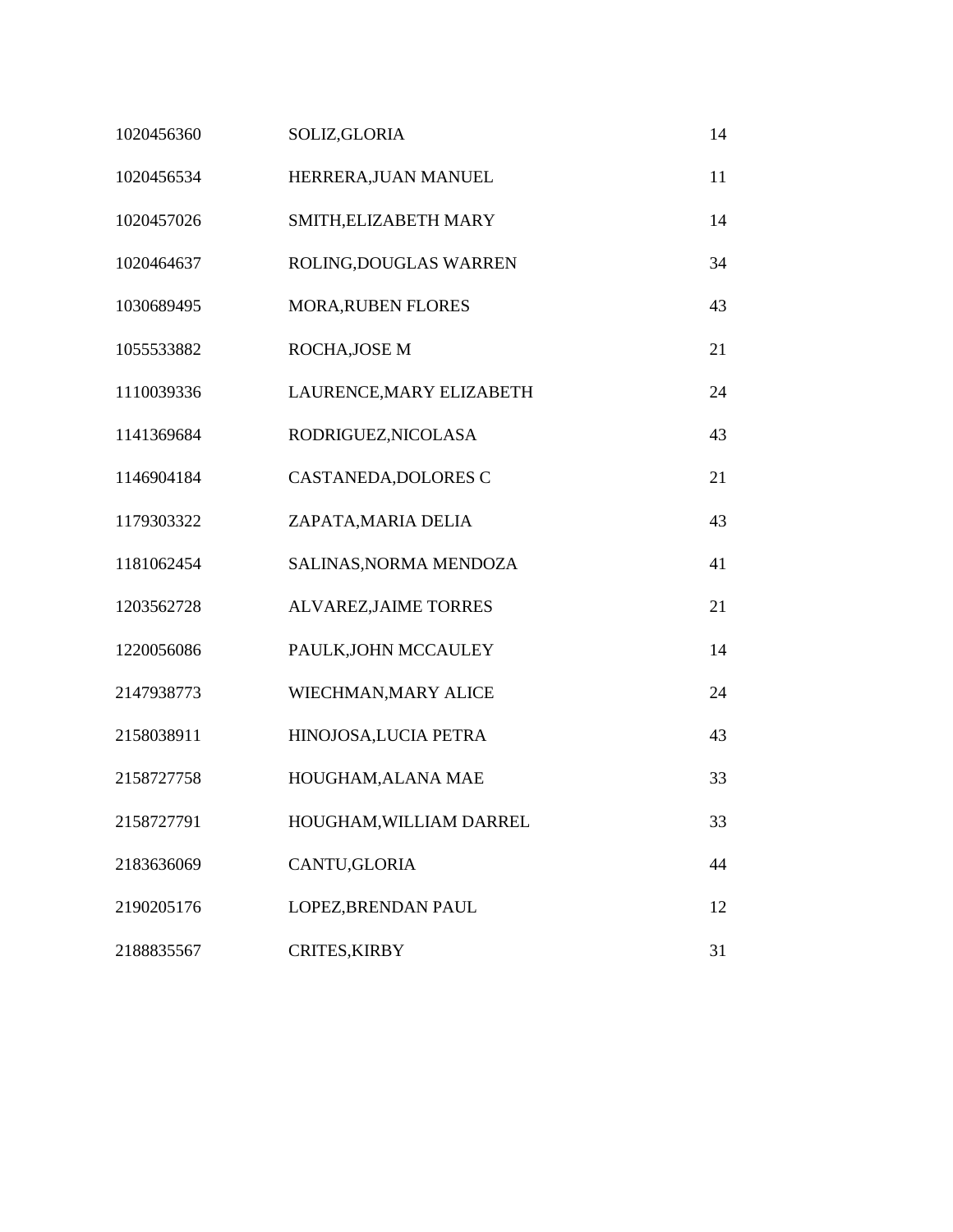| | | |
|---|---|---|
| 1020456360 | SOLIZ,GLORIA | 14 |
| 1020456534 | HERRERA,JUAN MANUEL | 11 |
| 1020457026 | SMITH,ELIZABETH MARY | 14 |
| 1020464637 | ROLING,DOUGLAS WARREN | 34 |
| 1030689495 | MORA,RUBEN FLORES | 43 |
| 1055533882 | ROCHA,JOSE M | 21 |
| 1110039336 | LAURENCE,MARY ELIZABETH | 24 |
| 1141369684 | RODRIGUEZ,NICOLASA | 43 |
| 1146904184 | CASTANEDA,DOLORES C | 21 |
| 1179303322 | ZAPATA,MARIA DELIA | 43 |
| 1181062454 | SALINAS,NORMA MENDOZA | 41 |
| 1203562728 | ALVAREZ,JAIME TORRES | 21 |
| 1220056086 | PAULK,JOHN MCCAULEY | 14 |
| 2147938773 | WIECHMAN,MARY ALICE | 24 |
| 2158038911 | HINOJOSA,LUCIA PETRA | 43 |
| 2158727758 | HOUGHAM,ALANA MAE | 33 |
| 2158727791 | HOUGHAM,WILLIAM DARREL | 33 |
| 2183636069 | CANTU,GLORIA | 44 |
| 2190205176 | LOPEZ,BRENDAN PAUL | 12 |
| 2188835567 | CRITES,KIRBY | 31 |